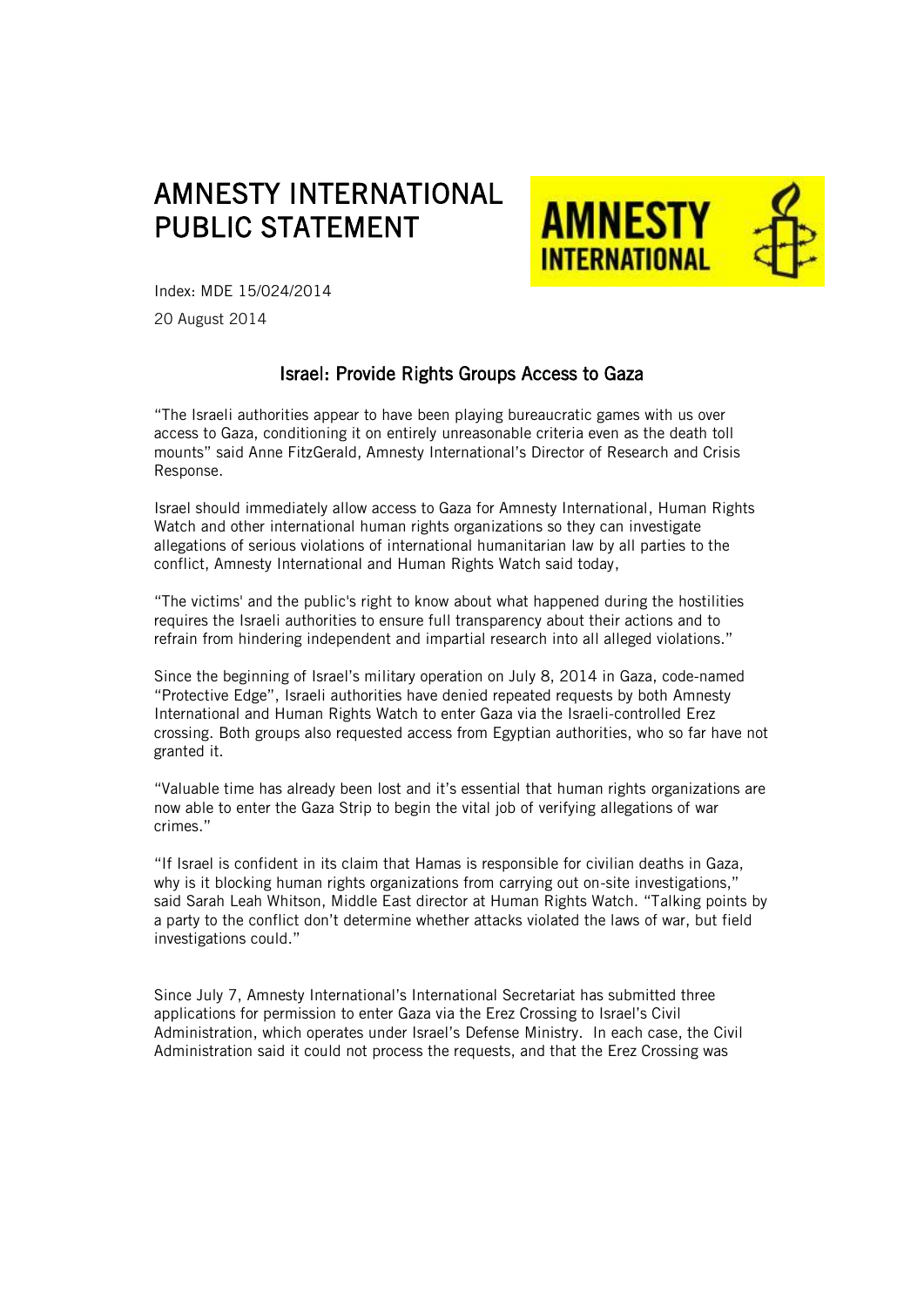# AMNESTY INTERNATIONAL PUBLIC STATEMENT

Index: MDE 15/024/2014

20 August 2014

## Israel: Provide Rights Groups Access to Gaza

"The Israeli authorities appear to have been playing bureaucratic games with us over access to Gaza, conditioning it on entirely unreasonable criteria even as the death toll mounts" said Anne FitzGerald, Amnesty International's Director of Research and Crisis Response.

Israel should immediately allow access to Gaza for Amnesty International, Human Rights Watch and other international human rights organizations so they can investigate allegations of serious violations of international humanitarian law by all parties to the conflict, Amnesty International and Human Rights Watch said today,

"The victims' and the public's right to know about what happened during the hostilities requires the Israeli authorities to ensure full transparency about their actions and to refrain from hindering independent and impartial research into all alleged violations."

Since the beginning of Israel's military operation on July 8, 2014 in Gaza, code-named "Protective Edge", Israeli authorities have denied repeated requests by both Amnesty International and Human Rights Watch to enter Gaza via the Israeli-controlled Erez crossing. Both groups also requested access from Egyptian authorities, who so far have not granted it.

"Valuable time has already been lost and it's essential that human rights organizations are now able to enter the Gaza Strip to begin the vital job of verifying allegations of war crimes."

"If Israel is confident in its claim that Hamas is responsible for civilian deaths in Gaza, why is it blocking human rights organizations from carrying out on-site investigations," said Sarah Leah Whitson, Middle East director at Human Rights Watch. "Talking points by a party to the conflict don't determine whether attacks violated the laws of war, but field investigations could."

Since July 7, Amnesty International's International Secretariat has submitted three applications for permission to enter Gaza via the Erez Crossing to Israel's Civil Administration, which operates under Israel's Defense Ministry. In each case, the Civil Administration said it could not process the requests, and that the Erez Crossing was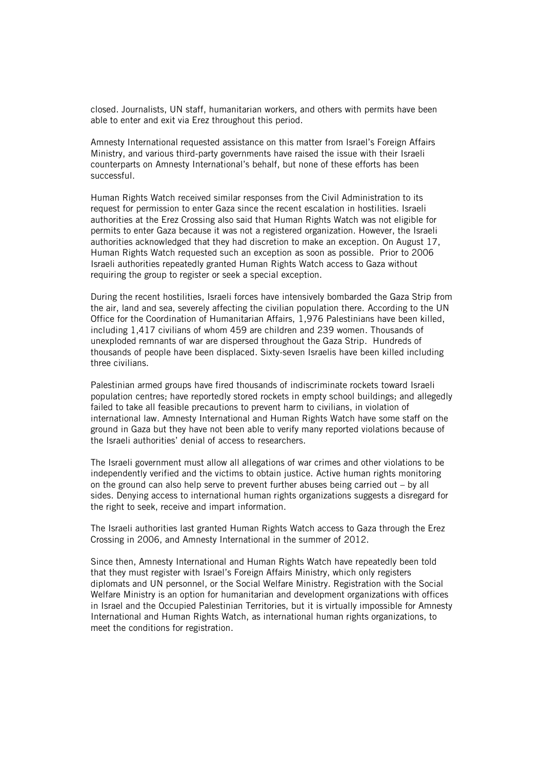closed. Journalists, UN staff, humanitarian workers, and others with permits have been able to enter and exit via Erez throughout this period.

Amnesty International requested assistance on this matter from Israel's Foreign Affairs Ministry, and various third-party governments have raised the issue with their Israeli counterparts on Amnesty International's behalf, but none of these efforts has been successful.

Human Rights Watch received similar responses from the Civil Administration to its request for permission to enter Gaza since the recent escalation in hostilities. Israeli authorities at the Erez Crossing also said that Human Rights Watch was not eligible for permits to enter Gaza because it was not a registered organization. However, the Israeli authorities acknowledged that they had discretion to make an exception. On August 17, Human Rights Watch requested such an exception as soon as possible. Prior to 2006 Israeli authorities repeatedly granted Human Rights Watch access to Gaza without requiring the group to register or seek a special exception.

During the recent hostilities, Israeli forces have intensively bombarded the Gaza Strip from the air, land and sea, severely affecting the civilian population there. According to the UN Office for the Coordination of Humanitarian Affairs, 1,976 Palestinians have been killed, including 1,417 civilians of whom 459 are children and 239 women. Thousands of unexploded remnants of war are dispersed throughout the Gaza Strip. Hundreds of thousands of people have been displaced. Sixty-seven Israelis have been killed including three civilians.

Palestinian armed groups have fired thousands of indiscriminate rockets toward Israeli population centres; have reportedly stored rockets in empty school buildings; and allegedly failed to take all feasible precautions to prevent harm to civilians, in violation of international law. Amnesty International and Human Rights Watch have some staff on the ground in Gaza but they have not been able to verify many reported violations because of the Israeli authorities' denial of access to researchers.

The Israeli government must allow all allegations of war crimes and other violations to be independently verified and the victims to obtain justice. Active human rights monitoring on the ground can also help serve to prevent further abuses being carried out – by all sides. Denying access to international human rights organizations suggests a disregard for the right to seek, receive and impart information.

The Israeli authorities last granted Human Rights Watch access to Gaza through the Erez Crossing in 2006, and Amnesty International in the summer of 2012.

Since then, Amnesty International and Human Rights Watch have repeatedly been told that they must register with Israel's Foreign Affairs Ministry, which only registers diplomats and UN personnel, or the Social Welfare Ministry. Registration with the Social Welfare Ministry is an option for humanitarian and development organizations with offices in Israel and the Occupied Palestinian Territories, but it is virtually impossible for Amnesty International and Human Rights Watch, as international human rights organizations, to meet the conditions for registration.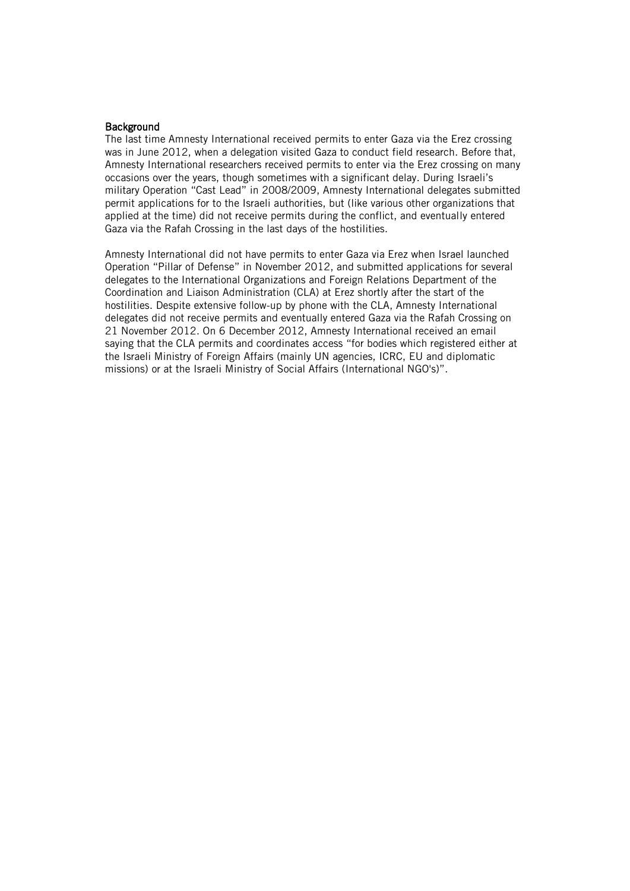### Background

The last time Amnesty International received permits to enter Gaza via the Erez crossing was in June 2012, when a delegation visited Gaza to conduct field research. Before that, Amnesty International researchers received permits to enter via the Erez crossing on many occasions over the years, though sometimes with a significant delay. During Israeli's military Operation "Cast Lead" in 2008/2009, Amnesty International delegates submitted permit applications for to the Israeli authorities, but (like various other organizations that applied at the time) did not receive permits during the conflict, and eventually entered Gaza via the Rafah Crossing in the last days of the hostilities.

Amnesty International did not have permits to enter Gaza via Erez when Israel launched Operation "Pillar of Defense" in November 2012, and submitted applications for several delegates to the International Organizations and Foreign Relations Department of the Coordination and Liaison Administration (CLA) at Erez shortly after the start of the hostilities. Despite extensive follow-up by phone with the CLA, Amnesty International delegates did not receive permits and eventually entered Gaza via the Rafah Crossing on 21 November 2012. On 6 December 2012, Amnesty International received an email saying that the CLA permits and coordinates access "for bodies which registered either at the Israeli Ministry of Foreign Affairs (mainly UN agencies, ICRC, EU and diplomatic missions) or at the Israeli Ministry of Social Affairs (International NGO's)".